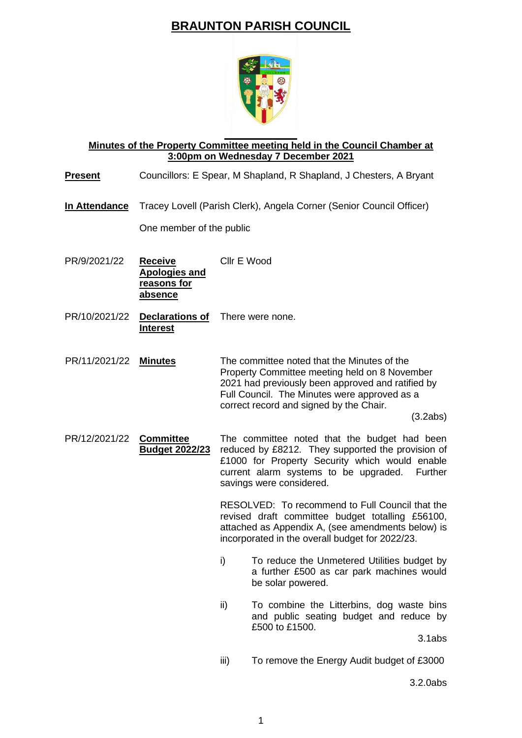# BRAUNTON PARISH COUNCIL

**Minutes of the Property Committee meeting held in the Council Chamber at 3:00pm on Wednesday 7 December 2021**

**Present** Councillors: E Spear, M Shapland, R Shapland, J Chesters, A Bryant

**In Attendance** Tracey Lovell (Parish Clerk), Angela Corner (Senior Council Officer)

One member of the public

PR/9/2021/22 **Receive Apologies and reasons for absence**

Cllr E Wood

PR/10/2021/22 **Declarations of Interest**

There were none.

PR/11/2021/22 **Minutes**

The committee noted that the Minutes of the Property Committee meeting held on 8 November 2021 had previously been approved and ratified by Full Council. The Minutes were approved as a correct record and signed by the Chair.

(3.2abs)

PR/12/2021/22 **Committee Budget 2022/23**

The committee noted that the budget had been reduced by £8212. They supported the provision of £1000 for Property Security which would enable current alarm systems to be upgraded. Further savings were considered.

RESOLVED: To recommend to Full Council that the revised draft committee budget totalling £56100, attached as Appendix A, (see amendments below) is incorporated in the overall budget for 2022/23.

i) To reduce the Unmetered Utilities budget by a further £500 as car park machines would be solar powered.

ii) To combine the Litterbins, dog waste bins and public seating budget and reduce by £500 to £1500.

3.1abs

iii) To remove the Energy Audit budget of £3000

3.2.0abs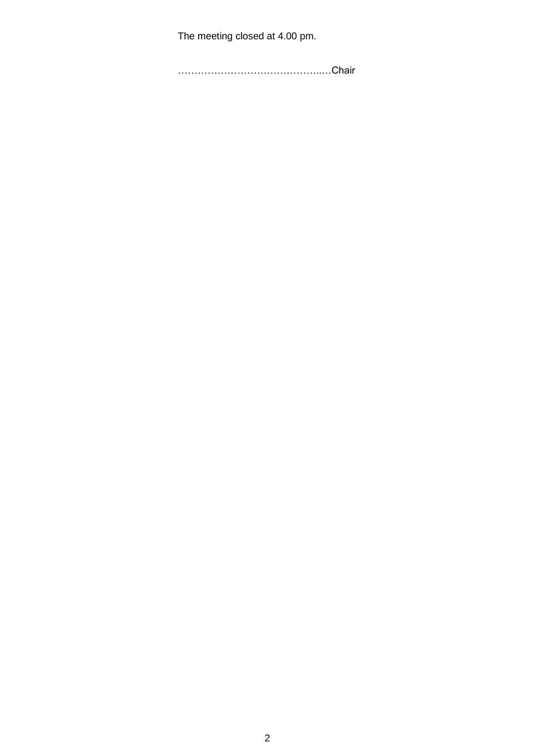The meeting closed at 4.00 pm.

……………………………………..…Chair